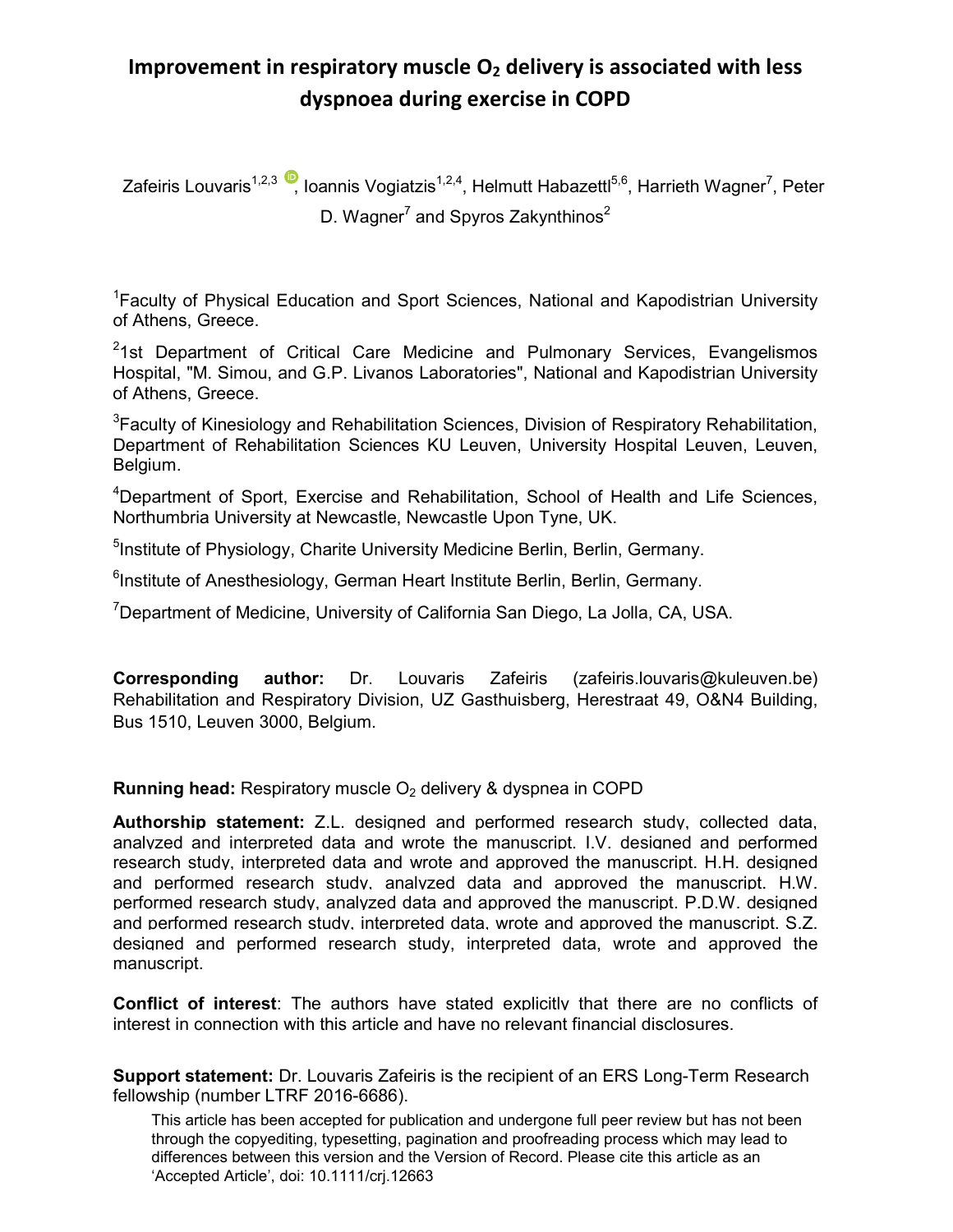# Improvement in respiratory muscle $O_2$ delivery is associated with less dyspnoea during exercise in COPD

Zafeiris Louvaris[1,2,3], Ioannis Vogiatzis[1,2,4], Helmutt Habazettl[5,6], Harrieth Wagner[7], Peter D. Wagner[7] and Spyros Zakynthinos[2]

[1]Faculty of Physical Education and Sport Sciences, National and Kapodistrian University of Athens, Greece.

[2]1st Department of Critical Care Medicine and Pulmonary Services, Evangelismos Hospital, "M. Simou, and G.P. Livanos Laboratories", National and Kapodistrian University of Athens, Greece.

[3]Faculty of Kinesiology and Rehabilitation Sciences, Division of Respiratory Rehabilitation, Department of Rehabilitation Sciences KU Leuven, University Hospital Leuven, Leuven, Belgium.

[4]Department of Sport, Exercise and Rehabilitation, School of Health and Life Sciences, Northumbria University at Newcastle, Newcastle Upon Tyne, UK.

[5]Institute of Physiology, Charite University Medicine Berlin, Berlin, Germany.

[6]Institute of Anesthesiology, German Heart Institute Berlin, Berlin, Germany.

[7]Department of Medicine, University of California San Diego, La Jolla, CA, USA.

**Corresponding author:** Dr. Louvaris Zafeiris (zafeiris.louvaris@kuleuven.be) Rehabilitation and Respiratory Division, UZ Gasthuisberg, Herestraat 49, O&N4 Building, Bus 1510, Leuven 3000, Belgium.

**Running head:** Respiratory muscle $O_2$ delivery & dyspnea in COPD

**Authorship statement:** Z.L. designed and performed research study, collected data, analyzed and interpreted data and wrote the manuscript. I.V. designed and performed research study, interpreted data and wrote and approved the manuscript. H.H. designed and performed research study, analyzed data and approved the manuscript. H.W. performed research study, analyzed data and approved the manuscript. P.D.W. designed and performed research study, interpreted data, wrote and approved the manuscript. S.Z. designed and performed research study, interpreted data, wrote and approved the manuscript.

**Conflict of interest**: The authors have stated explicitly that there are no conflicts of interest in connection with this article and have no relevant financial disclosures.

**Support statement:** Dr. Louvaris Zafeiris is the recipient of an ERS Long-Term Research fellowship (number LTRF 2016-6686).

This article has been accepted for publication and undergone full peer review but has not been through the copyediting, typesetting, pagination and proofreading process which may lead to differences between this version and the Version of Record. Please cite this article as an 'Accepted Article', doi: 10.1111/crj.12663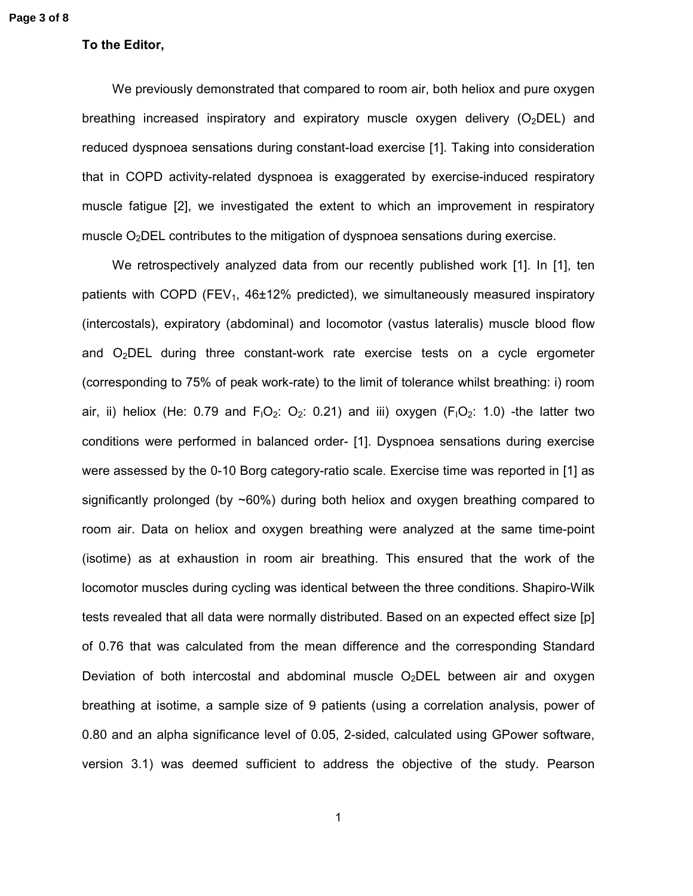**To the Editor,**

We previously demonstrated that compared to room air, both heliox and pure oxygen breathing increased inspiratory and expiratory muscle oxygen delivery ($O_2$DEL) and reduced dyspnoea sensations during constant-load exercise [1]. Taking into consideration that in COPD activity-related dyspnoea is exaggerated by exercise-induced respiratory muscle fatigue [2], we investigated the extent to which an improvement in respiratory muscle $O_2$DEL contributes to the mitigation of dyspnoea sensations during exercise.

We retrospectively analyzed data from our recently published work [1]. In [1], ten patients with COPD ($FEV_1$, 46±12% predicted), we simultaneously measured inspiratory (intercostals), expiratory (abdominal) and locomotor (vastus lateralis) muscle blood flow and $O_2$DEL during three constant-work rate exercise tests on a cycle ergometer (corresponding to 75% of peak work-rate) to the limit of tolerance whilst breathing: i) room air, ii) heliox (He: 0.79 and $F_IO_2$: $O_2$: 0.21) and iii) oxygen ($F_IO_2$: 1.0) -the latter two conditions were performed in balanced order- [1]. Dyspnoea sensations during exercise were assessed by the 0-10 Borg category-ratio scale. Exercise time was reported in [1] as significantly prolonged (by ~60%) during both heliox and oxygen breathing compared to room air. Data on heliox and oxygen breathing were analyzed at the same time-point (isotime) as at exhaustion in room air breathing. This ensured that the work of the locomotor muscles during cycling was identical between the three conditions. Shapiro-Wilk tests revealed that all data were normally distributed. Based on an expected effect size [p] of 0.76 that was calculated from the mean difference and the corresponding Standard Deviation of both intercostal and abdominal muscle $O_2$DEL between air and oxygen breathing at isotime, a sample size of 9 patients (using a correlation analysis, power of 0.80 and an alpha significance level of 0.05, 2-sided, calculated using GPower software, version 3.1) was deemed sufficient to address the objective of the study. Pearson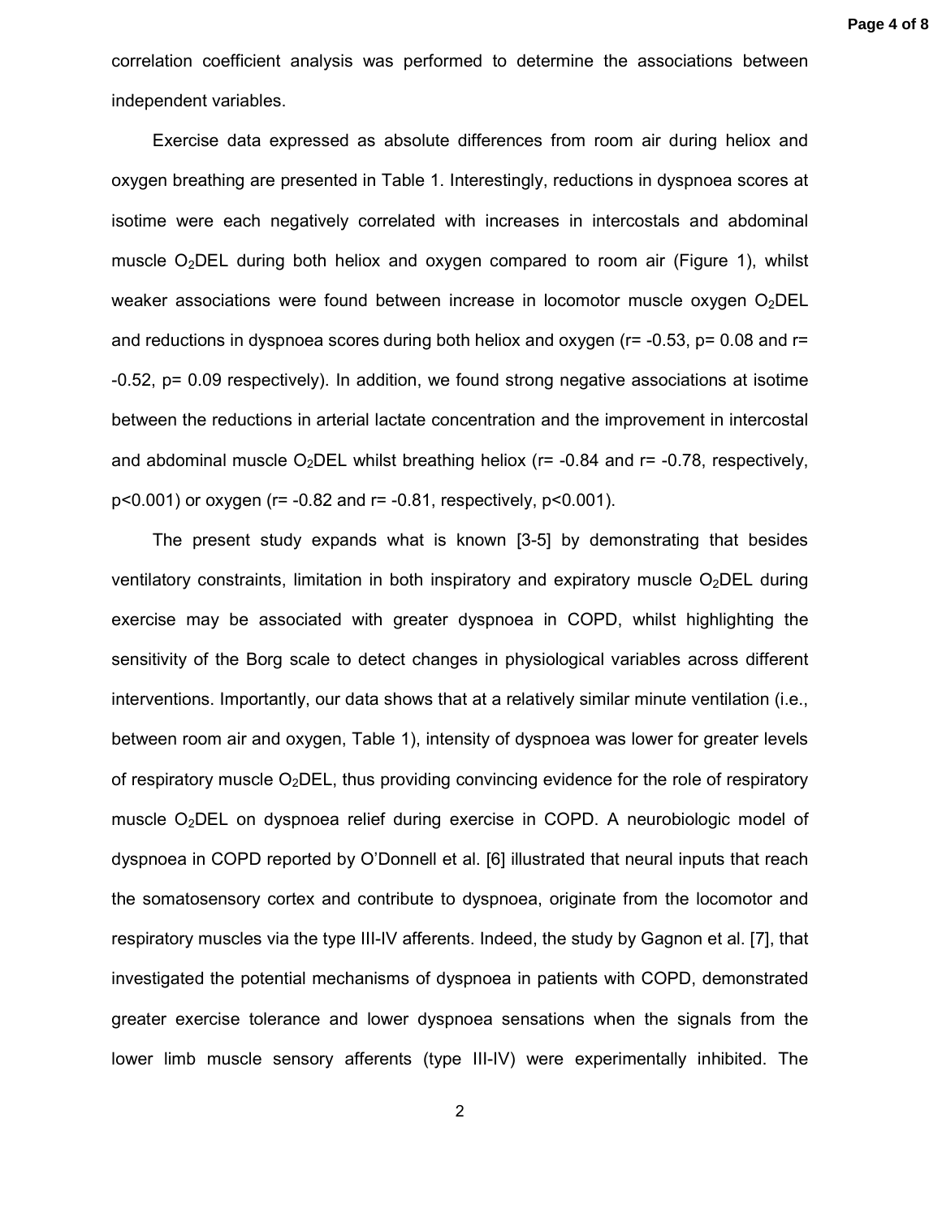correlation coefficient analysis was performed to determine the associations between independent variables.

Exercise data expressed as absolute differences from room air during heliox and oxygen breathing are presented in Table 1. Interestingly, reductions in dyspnoea scores at isotime were each negatively correlated with increases in intercostals and abdominal muscle $O_2$DEL during both heliox and oxygen compared to room air (Figure 1), whilst weaker associations were found between increase in locomotor muscle oxygen $O_2$DEL and reductions in dyspnoea scores during both heliox and oxygen ($r= -0.53$, $p= 0.08$ and $r= -0.52$, $p= 0.09$ respectively). In addition, we found strong negative associations at isotime between the reductions in arterial lactate concentration and the improvement in intercostal and abdominal muscle $O_2$DEL whilst breathing heliox ($r= -0.84$ and $r= -0.78$, respectively, $p<0.001$) or oxygen ($r= -0.82$ and $r= -0.81$, respectively, $p<0.001$).

The present study expands what is known [3-5] by demonstrating that besides ventilatory constraints, limitation in both inspiratory and expiratory muscle $O_2$DEL during exercise may be associated with greater dyspnoea in COPD, whilst highlighting the sensitivity of the Borg scale to detect changes in physiological variables across different interventions. Importantly, our data shows that at a relatively similar minute ventilation (i.e., between room air and oxygen, Table 1), intensity of dyspnoea was lower for greater levels of respiratory muscle $O_2$DEL, thus providing convincing evidence for the role of respiratory muscle $O_2$DEL on dyspnoea relief during exercise in COPD. A neurobiologic model of dyspnoea in COPD reported by O'Donnell et al. [6] illustrated that neural inputs that reach the somatosensory cortex and contribute to dyspnoea, originate from the locomotor and respiratory muscles via the type III-IV afferents. Indeed, the study by Gagnon et al. [7], that investigated the potential mechanisms of dyspnoea in patients with COPD, demonstrated greater exercise tolerance and lower dyspnoea sensations when the signals from the lower limb muscle sensory afferents (type III-IV) were experimentally inhibited. The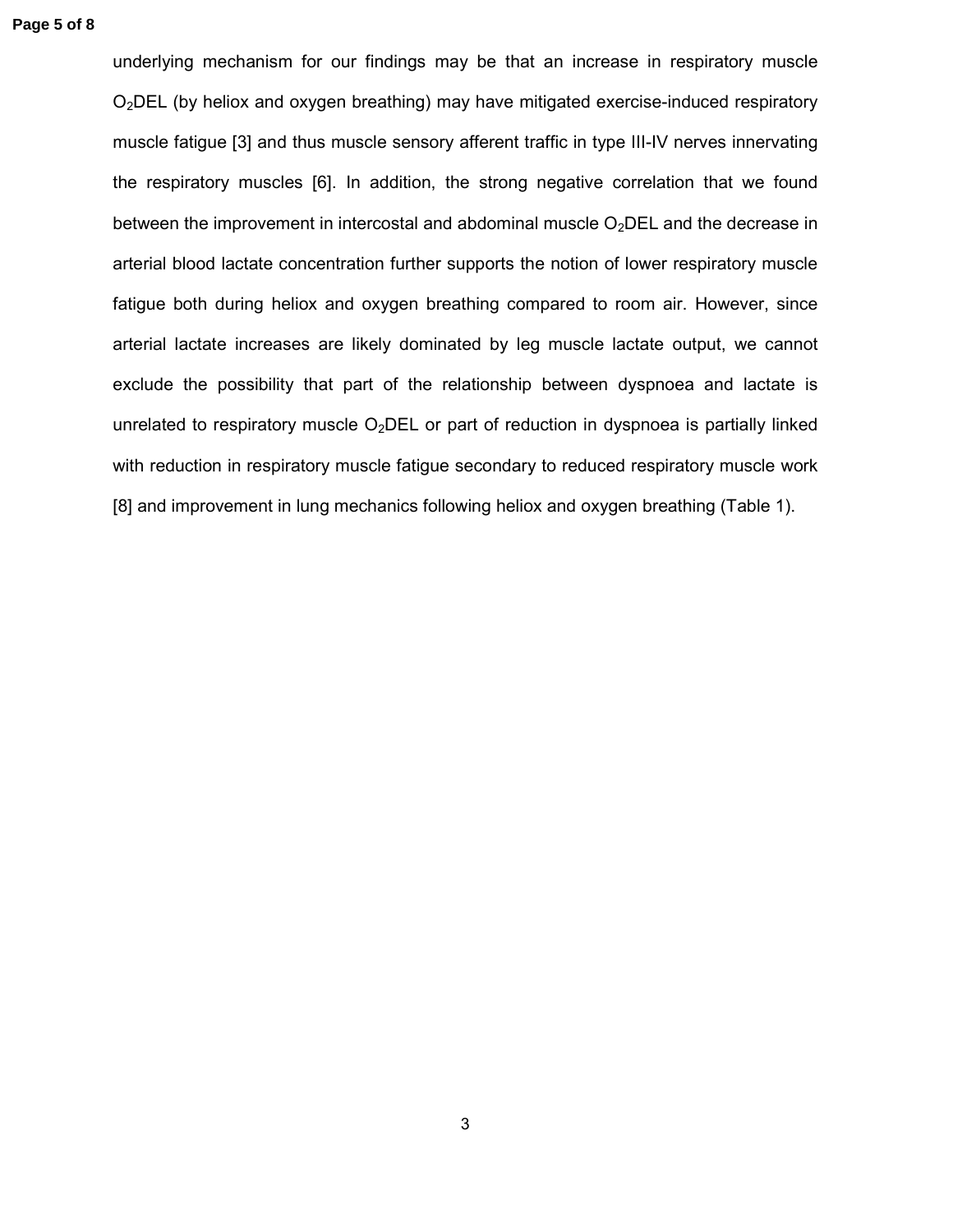underlying mechanism for our findings may be that an increase in respiratory muscle $O_2$DEL (by heliox and oxygen breathing) may have mitigated exercise-induced respiratory muscle fatigue [3] and thus muscle sensory afferent traffic in type III-IV nerves innervating the respiratory muscles [6]. In addition, the strong negative correlation that we found between the improvement in intercostal and abdominal muscle $O_2$DEL and the decrease in arterial blood lactate concentration further supports the notion of lower respiratory muscle fatigue both during heliox and oxygen breathing compared to room air. However, since arterial lactate increases are likely dominated by leg muscle lactate output, we cannot exclude the possibility that part of the relationship between dyspnoea and lactate is unrelated to respiratory muscle $O_2$DEL or part of reduction in dyspnoea is partially linked with reduction in respiratory muscle fatigue secondary to reduced respiratory muscle work [8] and improvement in lung mechanics following heliox and oxygen breathing (Table 1).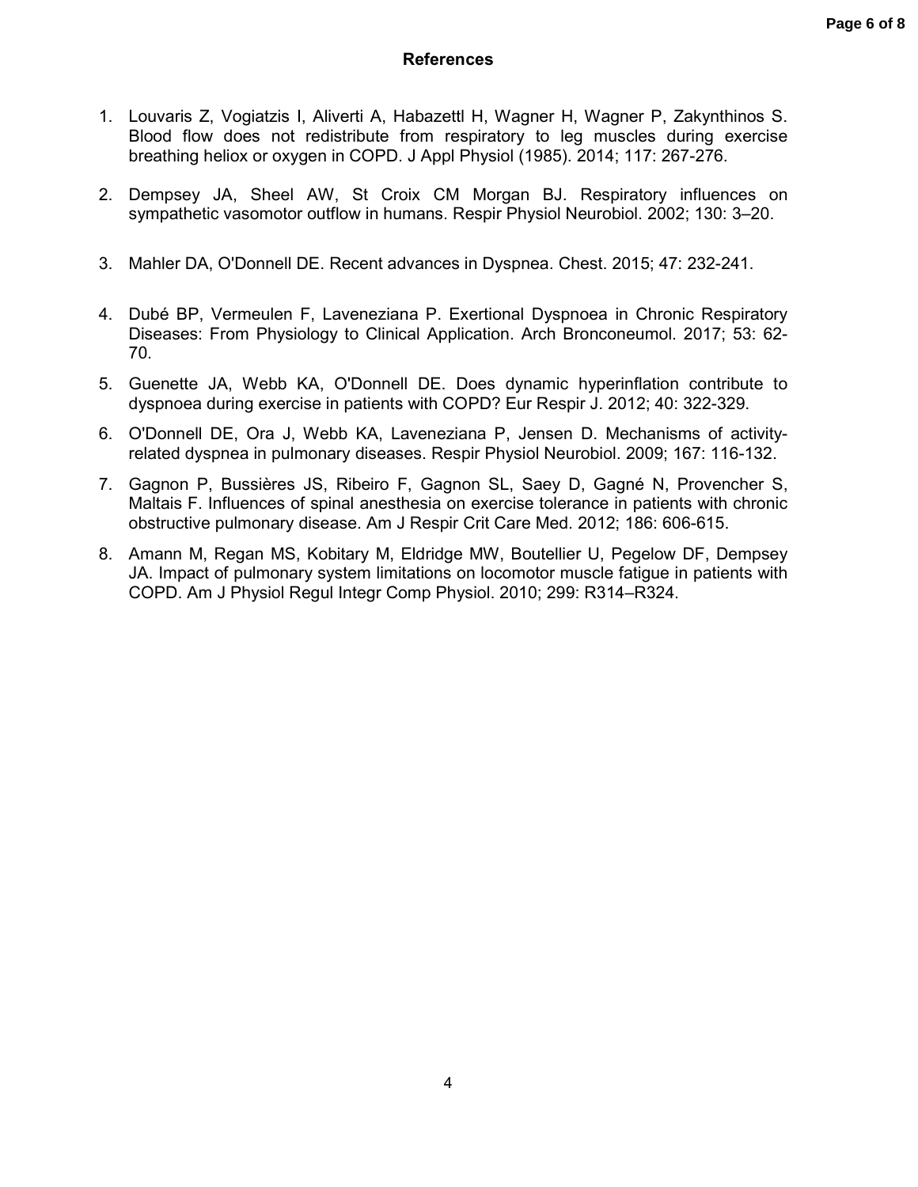## References

1. Louvaris Z, Vogiatzis I, Aliverti A, Habazettl H, Wagner H, Wagner P, Zakynthinos S. Blood flow does not redistribute from respiratory to leg muscles during exercise breathing heliox or oxygen in COPD. J Appl Physiol (1985). 2014; 117: 267-276.

2. Dempsey JA, Sheel AW, St Croix CM Morgan BJ. Respiratory influences on sympathetic vasomotor outflow in humans. Respir Physiol Neurobiol. 2002; 130: 3–20.

3. Mahler DA, O'Donnell DE. Recent advances in Dyspnea. Chest. 2015; 47: 232-241.

4. Dubé BP, Vermeulen F, Laveneziana P. Exertional Dyspnoea in Chronic Respiratory Diseases: From Physiology to Clinical Application. Arch Bronconeumol. 2017; 53: 62-70.

5. Guenette JA, Webb KA, O'Donnell DE. Does dynamic hyperinflation contribute to dyspnoea during exercise in patients with COPD? Eur Respir J. 2012; 40: 322-329.

6. O'Donnell DE, Ora J, Webb KA, Laveneziana P, Jensen D. Mechanisms of activity-related dyspnea in pulmonary diseases. Respir Physiol Neurobiol. 2009; 167: 116-132.

7. Gagnon P, Bussières JS, Ribeiro F, Gagnon SL, Saey D, Gagné N, Provencher S, Maltais F. Influences of spinal anesthesia on exercise tolerance in patients with chronic obstructive pulmonary disease. Am J Respir Crit Care Med. 2012; 186: 606-615.

8. Amann M, Regan MS, Kobitary M, Eldridge MW, Boutellier U, Pegelow DF, Dempsey JA. Impact of pulmonary system limitations on locomotor muscle fatigue in patients with COPD. Am J Physiol Regul Integr Comp Physiol. 2010; 299: R314–R324.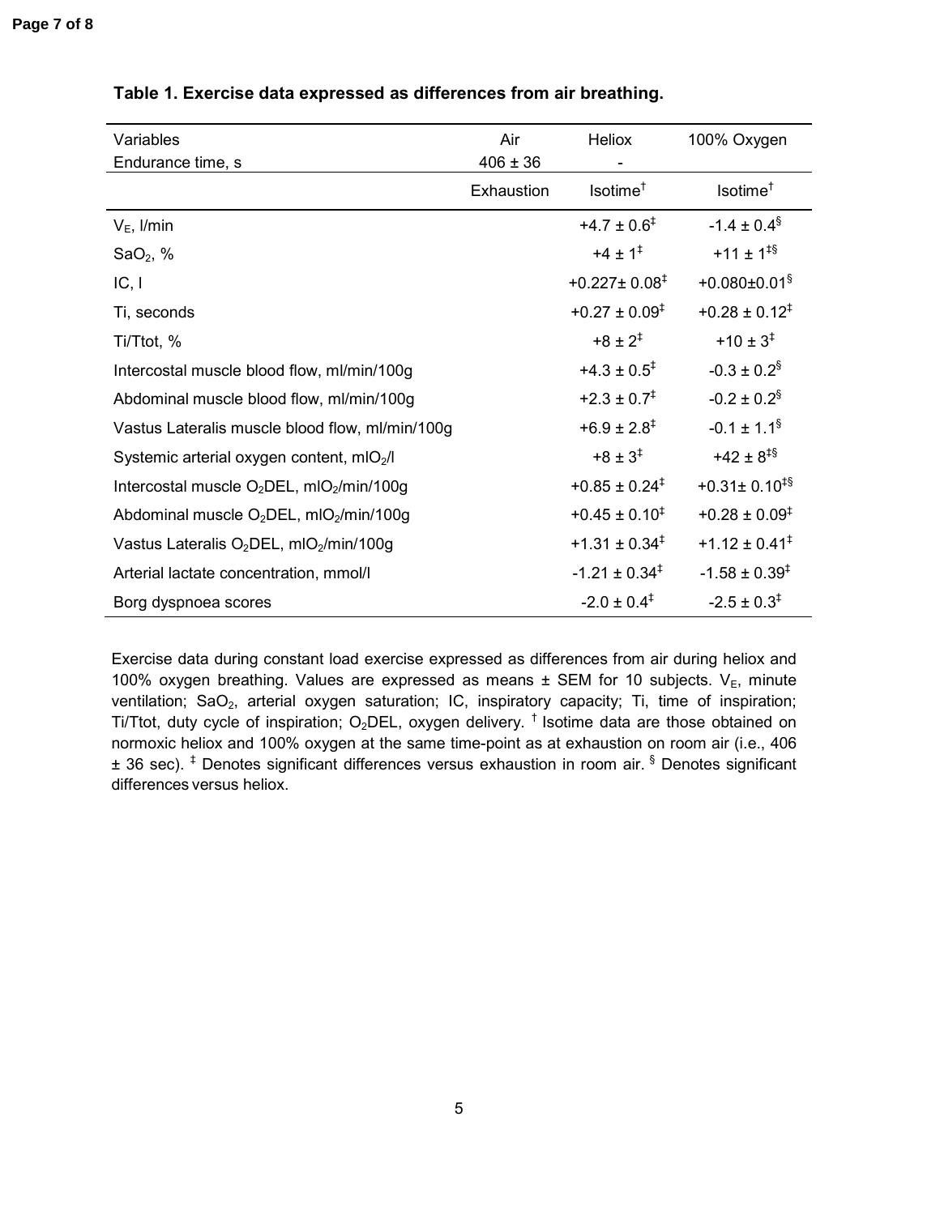**Table 1. Exercise data expressed as differences from air breathing.**

| Variables | Air | Heliox | 100% Oxygen |
|---|---|---|---|
| Endurance time, s | 406 ± 36 | - | |
| | Exhaustion | Isotime† | Isotime† |
| $V_E$, l/min | | +4.7 ± 0.6‡ | -1.4 ± 0.4§ |
| $SaO_2$, % | | +4 ± 1‡ | +11 ± 1‡§ |
| IC, l | | +0.227± 0.08‡ | +0.080±0.01§ |
| Ti, seconds | | +0.27 ± 0.09‡ | +0.28 ± 0.12‡ |
| Ti/Ttot, % | | +8 ± 2‡ | +10 ± 3‡ |
| Intercostal muscle blood flow, ml/min/100g | | +4.3 ± 0.5‡ | -0.3 ± 0.2§ |
| Abdominal muscle blood flow, ml/min/100g | | +2.3 ± 0.7‡ | -0.2 ± 0.2§ |
| Vastus Lateralis muscle blood flow, ml/min/100g | | +6.9 ± 2.8‡ | -0.1 ± 1.1§ |
| Systemic arterial oxygen content, ml$O_2$/l | | +8 ± 3‡ | +42 ± 8‡§ |
| Intercostal muscle $O_2$DEL, ml$O_2$/min/100g | | +0.85 ± 0.24‡ | +0.31± 0.10‡§ |
| Abdominal muscle $O_2$DEL, ml$O_2$/min/100g | | +0.45 ± 0.10‡ | +0.28 ± 0.09‡ |
| Vastus Lateralis $O_2$DEL, ml$O_2$/min/100g | | +1.31 ± 0.34‡ | +1.12 ± 0.41‡ |
| Arterial lactate concentration, mmol/l | | -1.21 ± 0.34‡ | -1.58 ± 0.39‡ |
| Borg dyspnoea scores | | -2.0 ± 0.4‡ | -2.5 ± 0.3‡ |

Exercise data during constant load exercise expressed as differences from air during heliox and 100% oxygen breathing. Values are expressed as means ± SEM for 10 subjects. $V_E$, minute ventilation; $SaO_2$, arterial oxygen saturation; IC, inspiratory capacity; Ti, time of inspiration; Ti/Ttot, duty cycle of inspiration; $O_2$DEL, oxygen delivery. † Isotime data are those obtained on normoxic heliox and 100% oxygen at the same time-point as at exhaustion on room air (i.e., 406 ± 36 sec). ‡ Denotes significant differences versus exhaustion in room air. § Denotes significant differences versus heliox.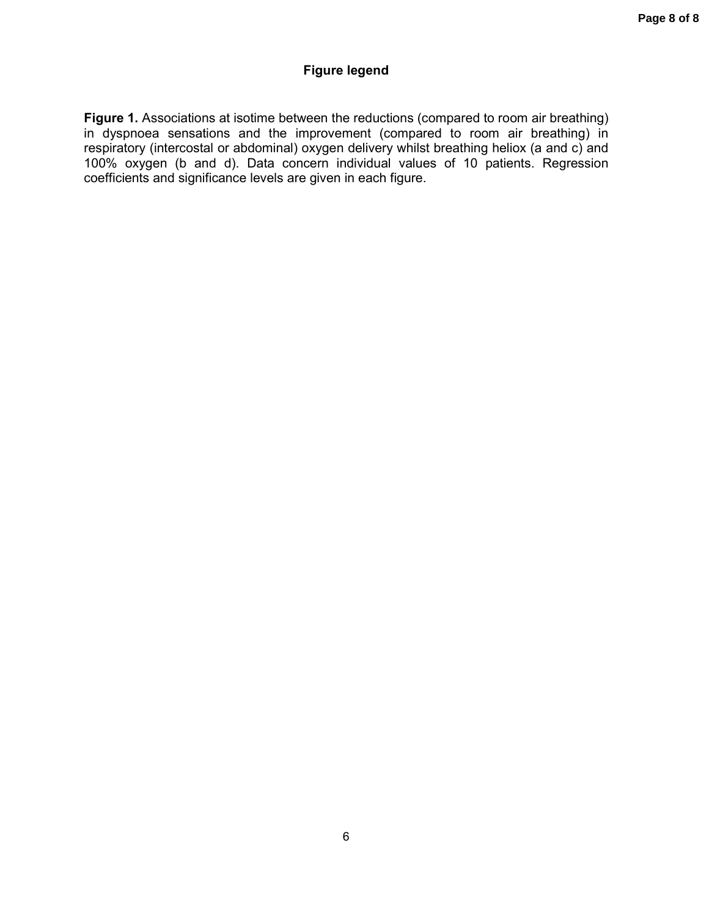## Figure legend

**Figure 1.** Associations at isotime between the reductions (compared to room air breathing) in dyspnoea sensations and the improvement (compared to room air breathing) in respiratory (intercostal or abdominal) oxygen delivery whilst breathing heliox (a and c) and 100% oxygen (b and d). Data concern individual values of 10 patients. Regression coefficients and significance levels are given in each figure.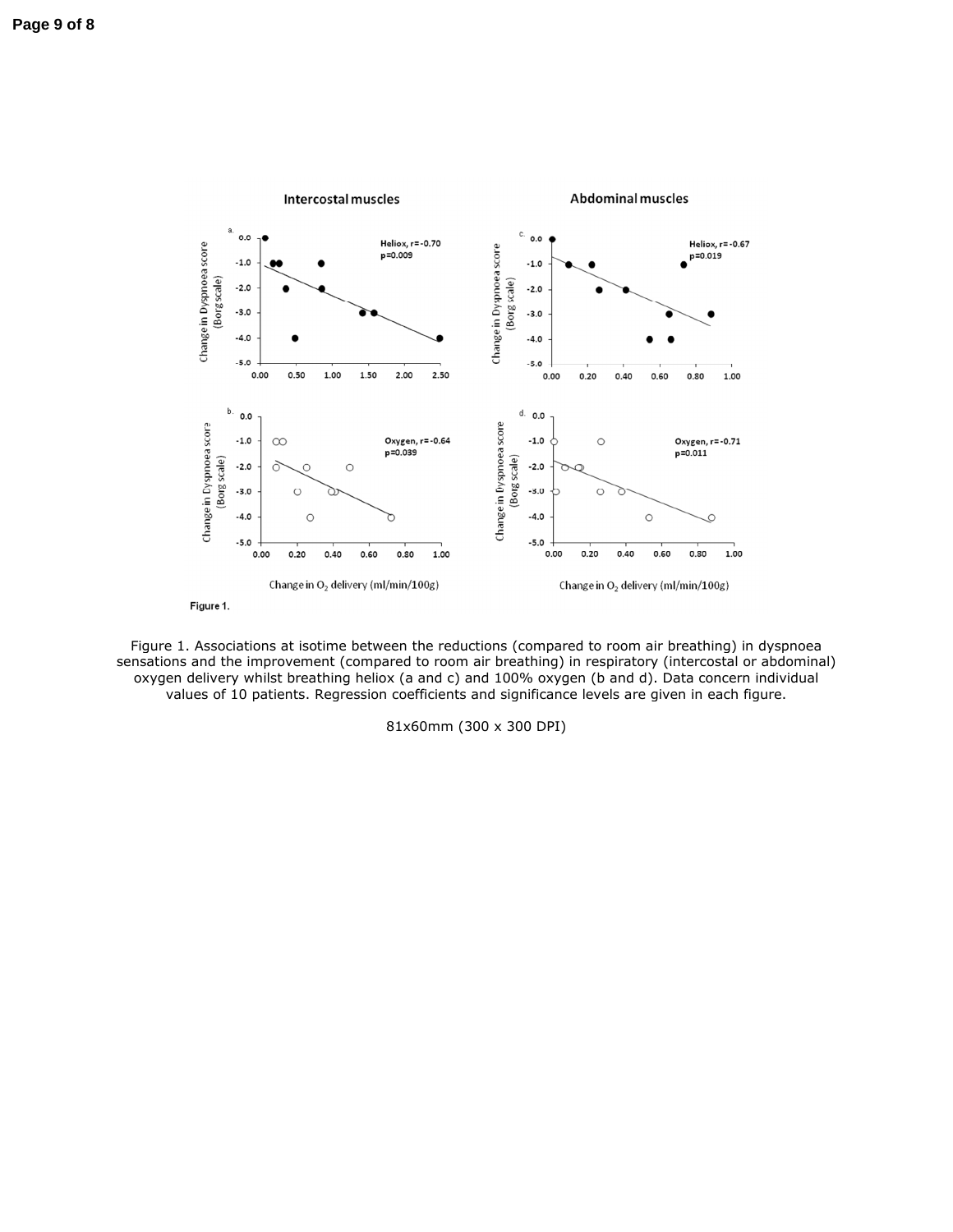Intercostal muscles

Abdominal muscles

a.

Change in Dyspnoea score (Borg scale)

0.0
-1.0
-2.0
-3.0
-4.0
-5.0

0.00 0.50 1.00 1.50 2.00 2.50

Heliox, r= -0.70
p=0.009

c.

Change in Dyspnoea score (Borg scale)

0.0
-1.0
-2.0
-3.0
-4.0
-5.0

0.00 0.20 0.40 0.60 0.80 1.00

Heliox, r= -0.67
p=0.019

b.

Change in Dyspnoea score (Borg scale)

0.0
-1.0
-2.0
-3.0
-4.0
-5.0

0.00 0.20 0.40 0.60 0.80 1.00

Oxygen, r= -0.64
p=0.039

Change in $O_2$ delivery (ml/min/100g)

d.

Change in Dyspnoea score (Borg scale)

0.0
-1.0
-2.0
-3.0
-4.0
-5.0

0.00 0.20 0.40 0.60 0.80 1.00

Oxygen, r= -0.71
p=0.011

Change in $O_2$ delivery (ml/min/100g)

Figure 1.

Figure 1. Associations at isotime between the reductions (compared to room air breathing) in dyspnoea sensations and the improvement (compared to room air breathing) in respiratory (intercostal or abdominal) oxygen delivery whilst breathing heliox (a and c) and 100% oxygen (b and d). Data concern individual values of 10 patients. Regression coefficients and significance levels are given in each figure.

81x60mm (300 x 300 DPI)